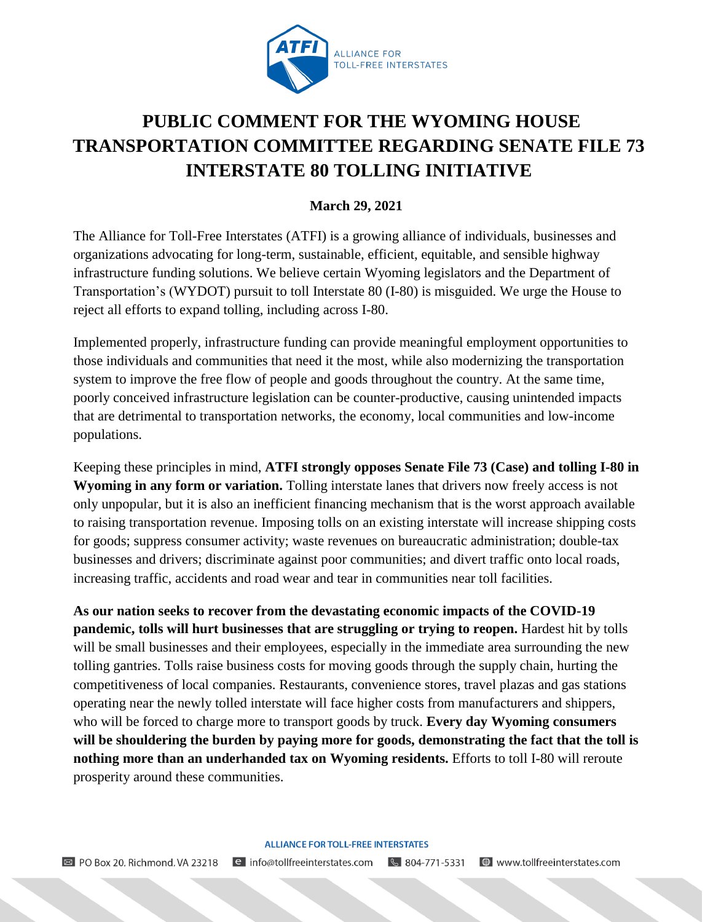# PUBLIC COMMENT FOR THE WYOMING HOUSE TRANSPORTATION COMMITTEE REGARDING SENATE FILE 73 INTERSTATE 80 TOLLING INITIATIVE

**March 29, 2021**

The Alliance for Toll-Free Interstates (ATFI) is a growing alliance of individuals, businesses and organizations advocating for long-term, sustainable, efficient, equitable, and sensible highway infrastructure funding solutions. We believe certain Wyoming legislators and the Department of Transportation's (WYDOT) pursuit to toll Interstate 80 (I-80) is misguided. We urge the House to reject all efforts to expand tolling, including across I-80.

Implemented properly, infrastructure funding can provide meaningful employment opportunities to those individuals and communities that need it the most, while also modernizing the transportation system to improve the free flow of people and goods throughout the country. At the same time, poorly conceived infrastructure legislation can be counter-productive, causing unintended impacts that are detrimental to transportation networks, the economy, local communities and low-income populations.

Keeping these principles in mind, **ATFI strongly opposes Senate File 73 (Case) and tolling I-80 in Wyoming in any form or variation.** Tolling interstate lanes that drivers now freely access is not only unpopular, but it is also an inefficient financing mechanism that is the worst approach available to raising transportation revenue. Imposing tolls on an existing interstate will increase shipping costs for goods; suppress consumer activity; waste revenues on bureaucratic administration; double-tax businesses and drivers; discriminate against poor communities; and divert traffic onto local roads, increasing traffic, accidents and road wear and tear in communities near toll facilities.

**As our nation seeks to recover from the devastating economic impacts of the COVID-19 pandemic, tolls will hurt businesses that are struggling or trying to reopen.** Hardest hit by tolls will be small businesses and their employees, especially in the immediate area surrounding the new tolling gantries. Tolls raise business costs for moving goods through the supply chain, hurting the competitiveness of local companies. Restaurants, convenience stores, travel plazas and gas stations operating near the newly tolled interstate will face higher costs from manufacturers and shippers, who will be forced to charge more to transport goods by truck. **Every day Wyoming consumers will be shouldering the burden by paying more for goods, demonstrating the fact that the toll is nothing more than an underhanded tax on Wyoming residents.** Efforts to toll I-80 will reroute prosperity around these communities.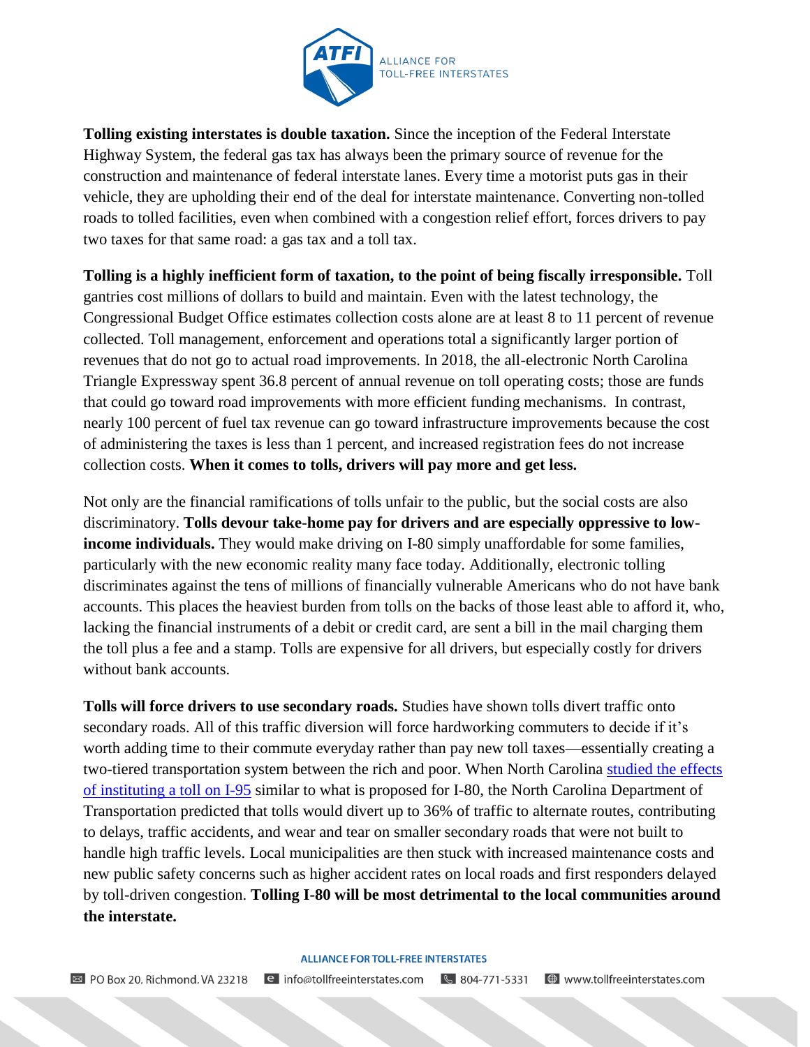**Tolling existing interstates is double taxation.** Since the inception of the Federal Interstate Highway System, the federal gas tax has always been the primary source of revenue for the construction and maintenance of federal interstate lanes. Every time a motorist puts gas in their vehicle, they are upholding their end of the deal for interstate maintenance. Converting non-tolled roads to tolled facilities, even when combined with a congestion relief effort, forces drivers to pay two taxes for that same road: a gas tax and a toll tax.

**Tolling is a highly inefficient form of taxation, to the point of being fiscally irresponsible.** Toll gantries cost millions of dollars to build and maintain. Even with the latest technology, the Congressional Budget Office estimates collection costs alone are at least 8 to 11 percent of revenue collected. Toll management, enforcement and operations total a significantly larger portion of revenues that do not go to actual road improvements. In 2018, the all-electronic North Carolina Triangle Expressway spent 36.8 percent of annual revenue on toll operating costs; those are funds that could go toward road improvements with more efficient funding mechanisms. In contrast, nearly 100 percent of fuel tax revenue can go toward infrastructure improvements because the cost of administering the taxes is less than 1 percent, and increased registration fees do not increase collection costs. **When it comes to tolls, drivers will pay more and get less.**

Not only are the financial ramifications of tolls unfair to the public, but the social costs are also discriminatory. **Tolls devour take-home pay for drivers and are especially oppressive to low-income individuals.** They would make driving on I-80 simply unaffordable for some families, particularly with the new economic reality many face today. Additionally, electronic tolling discriminates against the tens of millions of financially vulnerable Americans who do not have bank accounts. This places the heaviest burden from tolls on the backs of those least able to afford it, who, lacking the financial instruments of a debit or credit card, are sent a bill in the mail charging them the toll plus a fee and a stamp. Tolls are expensive for all drivers, but especially costly for drivers without bank accounts.

**Tolls will force drivers to use secondary roads.** Studies have shown tolls divert traffic onto secondary roads. All of this traffic diversion will force hardworking commuters to decide if it's worth adding time to their commute everyday rather than pay new toll taxes—essentially creating a two-tiered transportation system between the rich and poor. When North Carolina studied the effects of instituting a toll on I-95 similar to what is proposed for I-80, the North Carolina Department of Transportation predicted that tolls would divert up to 36% of traffic to alternate routes, contributing to delays, traffic accidents, and wear and tear on smaller secondary roads that were not built to handle high traffic levels. Local municipalities are then stuck with increased maintenance costs and new public safety concerns such as higher accident rates on local roads and first responders delayed by toll-driven congestion. **Tolling I-80 will be most detrimental to the local communities around the interstate.**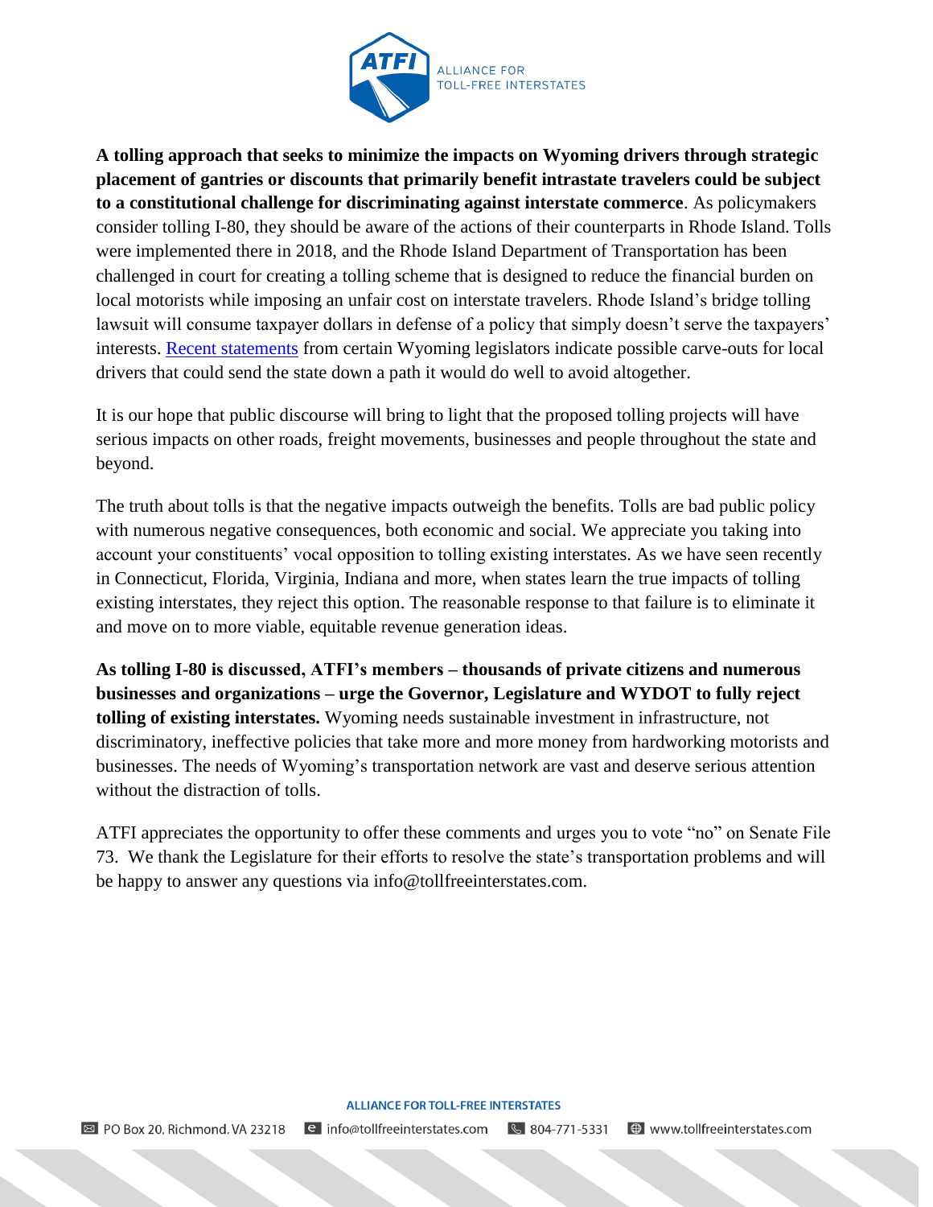**A tolling approach that seeks to minimize the impacts on Wyoming drivers through strategic placement of gantries or discounts that primarily benefit intrastate travelers could be subject to a constitutional challenge for discriminating against interstate commerce**. As policymakers consider tolling I-80, they should be aware of the actions of their counterparts in Rhode Island. Tolls were implemented there in 2018, and the Rhode Island Department of Transportation has been challenged in court for creating a tolling scheme that is designed to reduce the financial burden on local motorists while imposing an unfair cost on interstate travelers. Rhode Island's bridge tolling lawsuit will consume taxpayer dollars in defense of a policy that simply doesn't serve the taxpayers' interests. Recent statements from certain Wyoming legislators indicate possible carve-outs for local drivers that could send the state down a path it would do well to avoid altogether.

It is our hope that public discourse will bring to light that the proposed tolling projects will have serious impacts on other roads, freight movements, businesses and people throughout the state and beyond.

The truth about tolls is that the negative impacts outweigh the benefits. Tolls are bad public policy with numerous negative consequences, both economic and social. We appreciate you taking into account your constituents' vocal opposition to tolling existing interstates. As we have seen recently in Connecticut, Florida, Virginia, Indiana and more, when states learn the true impacts of tolling existing interstates, they reject this option. The reasonable response to that failure is to eliminate it and move on to more viable, equitable revenue generation ideas.

**As tolling I-80 is discussed, ATFI's members – thousands of private citizens and numerous businesses and organizations – urge the Governor, Legislature and WYDOT to fully reject tolling of existing interstates.** Wyoming needs sustainable investment in infrastructure, not discriminatory, ineffective policies that take more and more money from hardworking motorists and businesses. The needs of Wyoming's transportation network are vast and deserve serious attention without the distraction of tolls.

ATFI appreciates the opportunity to offer these comments and urges you to vote "no" on Senate File 73. We thank the Legislature for their efforts to resolve the state's transportation problems and will be happy to answer any questions via info@tollfreeinterstates.com.